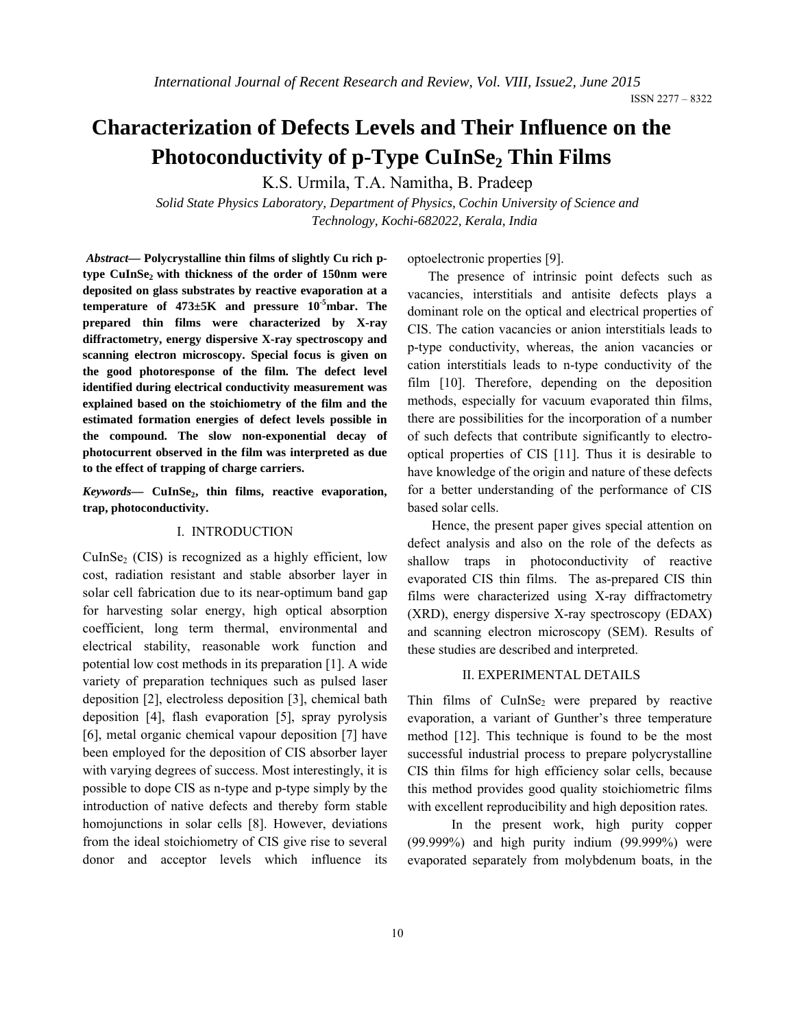# Characterization of Defects Levels and Their Influence on the Photoconductivity of p-Type $CuInSe_2$ Thin Films

K.S. Urmila, T.A. Namitha, B. Pradeep

*Solid State Physics Laboratory, Department of Physics, Cochin University of Science and Technology, Kochi-682022, Kerala, India*

***Abstract*— Polycrystalline thin films of slightly Cu rich p-type $CuInSe_2$ with thickness of the order of 150nm were deposited on glass substrates by reactive evaporation at a temperature of 473±5K and pressure $10^{-5}$mbar. The prepared thin films were characterized by X-ray diffractometry, energy dispersive X-ray spectroscopy and scanning electron microscopy. Special focus is given on the good photoresponse of the film. The defect level identified during electrical conductivity measurement was explained based on the stoichiometry of the film and the estimated formation energies of defect levels possible in the compound. The slow non-exponential decay of photocurrent observed in the film was interpreted as due to the effect of trapping of charge carriers.**

***Keywords*— $CuInSe_2$, thin films, reactive evaporation, trap, photoconductivity.**

## I. INTRODUCTION

$CuInSe_2$ (CIS) is recognized as a highly efficient, low cost, radiation resistant and stable absorber layer in solar cell fabrication due to its near-optimum band gap for harvesting solar energy, high optical absorption coefficient, long term thermal, environmental and electrical stability, reasonable work function and potential low cost methods in its preparation [1]. A wide variety of preparation techniques such as pulsed laser deposition [2], electroless deposition [3], chemical bath deposition [4], flash evaporation [5], spray pyrolysis [6], metal organic chemical vapour deposition [7] have been employed for the deposition of CIS absorber layer with varying degrees of success. Most interestingly, it is possible to dope CIS as n-type and p-type simply by the introduction of native defects and thereby form stable homojunctions in solar cells [8]. However, deviations from the ideal stoichiometry of CIS give rise to several donor and acceptor levels which influence its optoelectronic properties [9].

The presence of intrinsic point defects such as vacancies, interstitials and antisite defects plays a dominant role on the optical and electrical properties of CIS. The cation vacancies or anion interstitials leads to p-type conductivity, whereas, the anion vacancies or cation interstitials leads to n-type conductivity of the film [10]. Therefore, depending on the deposition methods, especially for vacuum evaporated thin films, there are possibilities for the incorporation of a number of such defects that contribute significantly to electro-optical properties of CIS [11]. Thus it is desirable to have knowledge of the origin and nature of these defects for a better understanding of the performance of CIS based solar cells.

Hence, the present paper gives special attention on defect analysis and also on the role of the defects as shallow traps in photoconductivity of reactive evaporated CIS thin films. The as-prepared CIS thin films were characterized using X-ray diffractometry (XRD), energy dispersive X-ray spectroscopy (EDAX) and scanning electron microscopy (SEM). Results of these studies are described and interpreted.

## II. EXPERIMENTAL DETAILS

Thin films of $CuInSe_2$ were prepared by reactive evaporation, a variant of Gunther's three temperature method [12]. This technique is found to be the most successful industrial process to prepare polycrystalline CIS thin films for high efficiency solar cells, because this method provides good quality stoichiometric films with excellent reproducibility and high deposition rates.

In the present work, high purity copper (99.999%) and high purity indium (99.999%) were evaporated separately from molybdenum boats, in the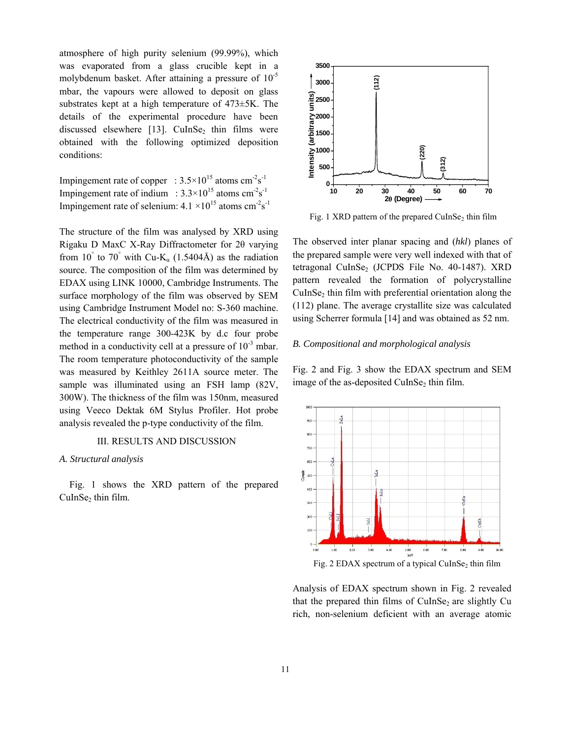atmosphere of high purity selenium (99.99%), which was evaporated from a glass crucible kept in a molybdenum basket. After attaining a pressure of $10^{-5}$ mbar, the vapours were allowed to deposit on glass substrates kept at a high temperature of 473±5K. The details of the experimental procedure have been discussed elsewhere [13]. $CuInSe_2$ thin films were obtained with the following optimized deposition conditions:

Impingement rate of copper : $3.5\times10^{15}$ atoms $cm^{-2}s^{-1}$
Impingement rate of indium : $3.3\times10^{15}$ atoms $cm^{-2}s^{-1}$
Impingement rate of selenium: $4.1\times10^{15}$ atoms $cm^{-2}s^{-1}$

The structure of the film was analysed by XRD using Rigaku D MaxC X-Ray Diffractometer for 2θ varying from 10° to 70° with Cu-$K_\alpha$ (1.5404Å) as the radiation source. The composition of the film was determined by EDAX using LINK 10000, Cambridge Instruments. The surface morphology of the film was observed by SEM using Cambridge Instrument Model no: S-360 machine. The electrical conductivity of the film was measured in the temperature range 300-423K by d.c four probe method in a conductivity cell at a pressure of $10^{-3}$ mbar. The room temperature photoconductivity of the sample was measured by Keithley 2611A source meter. The sample was illuminated using an FSH lamp (82V, 300W). The thickness of the film was 150nm, measured using Veeco Dektak 6M Stylus Profiler. Hot probe analysis revealed the p-type conductivity of the film.

## III. RESULTS AND DISCUSSION

### *A. Structural analysis*

Fig. 1 shows the XRD pattern of the prepared $CuInSe_2$ thin film.

Fig. 1 XRD pattern of the prepared $CuInSe_2$ thin film

The observed inter planar spacing and (*hkl*) planes of the prepared sample were very well indexed with that of tetragonal $CuInSe_2$ (JCPDS File No. 40-1487). XRD pattern revealed the formation of polycrystalline $CuInSe_2$ thin film with preferential orientation along the (112) plane. The average crystallite size was calculated using Scherrer formula [14] and was obtained as 52 nm.

### *B. Compositional and morphological analysis*

Fig. 2 and Fig. 3 show the EDAX spectrum and SEM image of the as-deposited $CuInSe_2$ thin film.

Fig. 2 EDAX spectrum of a typical $CuInSe_2$ thin film

Analysis of EDAX spectrum shown in Fig. 2 revealed that the prepared thin films of $CuInSe_2$ are slightly Cu rich, non-selenium deficient with an average atomic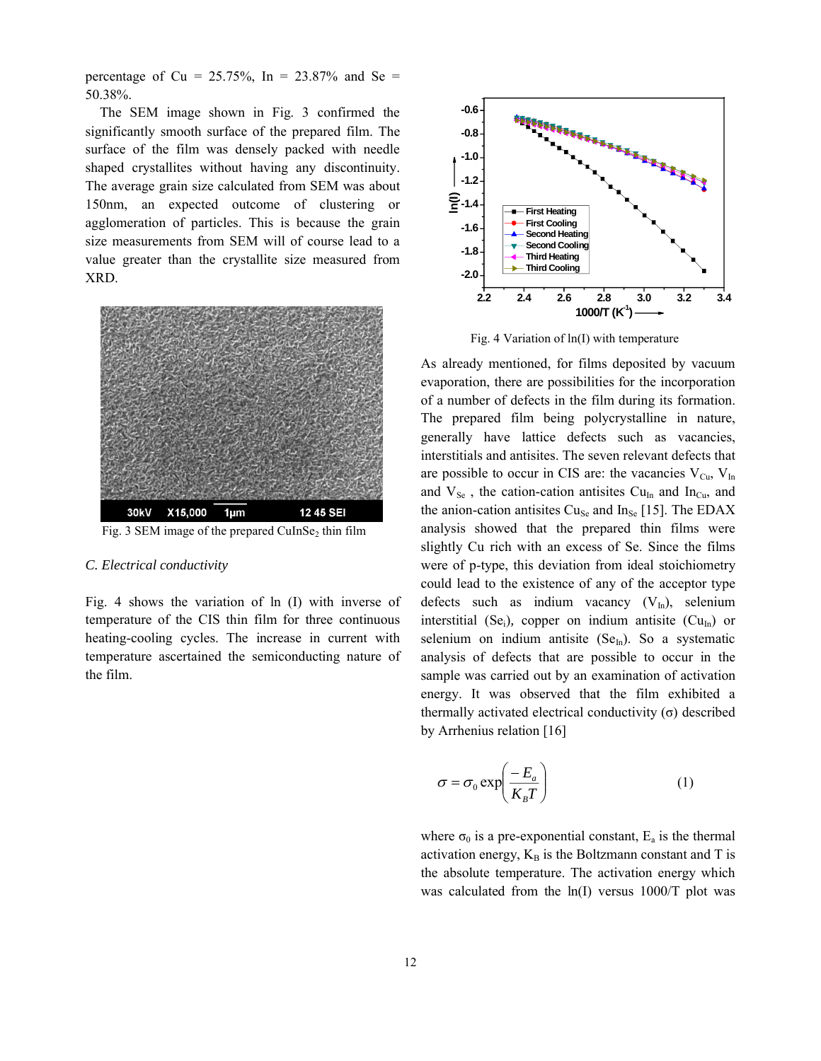percentage of Cu = 25.75%, In = 23.87% and Se = 50.38%.

The SEM image shown in Fig. 3 confirmed the significantly smooth surface of the prepared film. The surface of the film was densely packed with needle shaped crystallites without having any discontinuity. The average grain size calculated from SEM was about 150nm, an expected outcome of clustering or agglomeration of particles. This is because the grain size measurements from SEM will of course lead to a value greater than the crystallite size measured from XRD.

Fig. 3 SEM image of the prepared $CuInSe_2$ thin film

*C. Electrical conductivity*

Fig. 4 shows the variation of ln (I) with inverse of temperature of the CIS thin film for three continuous heating-cooling cycles. The increase in current with temperature ascertained the semiconducting nature of the film.

Fig. 4 Variation of ln(I) with temperature

As already mentioned, for films deposited by vacuum evaporation, there are possibilities for the incorporation of a number of defects in the film during its formation. The prepared film being polycrystalline in nature, generally have lattice defects such as vacancies, interstitials and antisites. The seven relevant defects that are possible to occur in CIS are: the vacancies $V_{Cu}$, $V_{In}$ and $V_{Se}$ , the cation-cation antisites $Cu_{In}$ and $In_{Cu}$, and the anion-cation antisites $Cu_{Se}$ and $In_{Se}$ [15]. The EDAX analysis showed that the prepared thin films were slightly Cu rich with an excess of Se. Since the films were of p-type, this deviation from ideal stoichiometry could lead to the existence of any of the acceptor type defects such as indium vacancy ($V_{In}$), selenium interstitial ($Se_i$), copper on indium antisite ($Cu_{In}$) or selenium on indium antisite ($Se_{In}$). So a systematic analysis of defects that are possible to occur in the sample was carried out by an examination of activation energy. It was observed that the film exhibited a thermally activated electrical conductivity (σ) described by Arrhenius relation [16]

$$\sigma = \sigma_0 \exp\left(\frac{-E_a}{K_B T}\right) \qquad (1)$$

where $\sigma_0$ is a pre-exponential constant, $E_a$ is the thermal activation energy, $K_B$ is the Boltzmann constant and T is the absolute temperature. The activation energy which was calculated from the ln(I) versus 1000/T plot was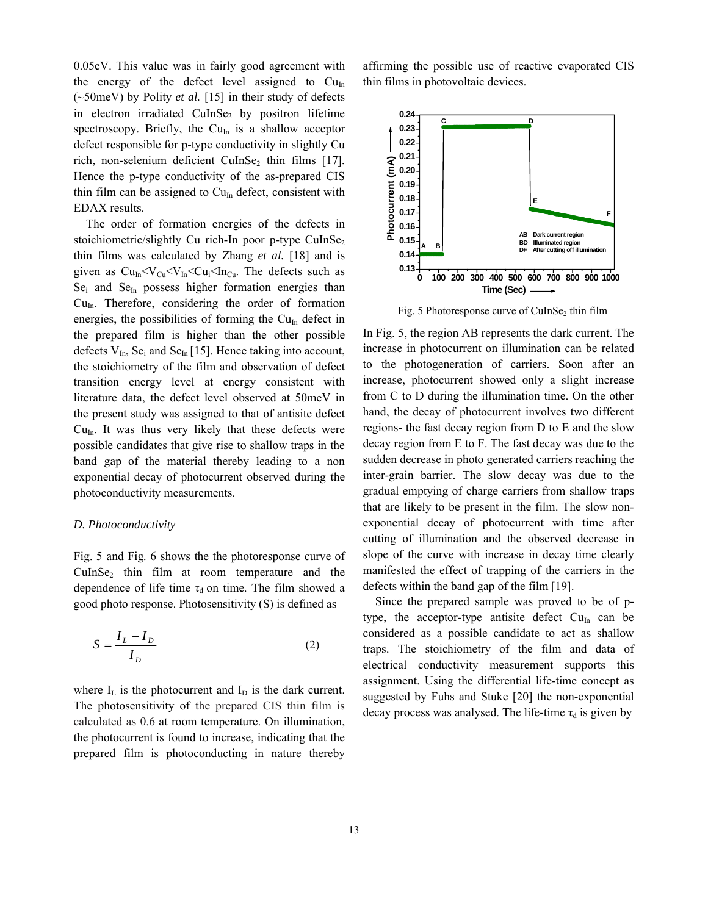0.05eV. This value was in fairly good agreement with the energy of the defect level assigned to $Cu_{In}$ (~50meV) by Polity *et al.* [15] in their study of defects in electron irradiated $CuInSe_2$ by positron lifetime spectroscopy. Briefly, the $Cu_{In}$ is a shallow acceptor defect responsible for p-type conductivity in slightly Cu rich, non-selenium deficient $CuInSe_2$ thin films [17]. Hence the p-type conductivity of the as-prepared CIS thin film can be assigned to $Cu_{In}$ defect, consistent with EDAX results.

The order of formation energies of the defects in stoichiometric/slightly Cu rich-In poor p-type $CuInSe_2$ thin films was calculated by Zhang *et al.* [18] and is given as $Cu_{In}<V_{Cu}<V_{In}<Cu_i<In_{Cu}$. The defects such as $Se_i$ and $Se_{In}$ possess higher formation energies than $Cu_{In}$. Therefore, considering the order of formation energies, the possibilities of forming the $Cu_{In}$ defect in the prepared film is higher than the other possible defects $V_{In}$, $Se_i$ and $Se_{In}$ [15]. Hence taking into account, the stoichiometry of the film and observation of defect transition energy level at energy consistent with literature data, the defect level observed at 50meV in the present study was assigned to that of antisite defect $Cu_{In}$. It was thus very likely that these defects were possible candidates that give rise to shallow traps in the band gap of the material thereby leading to a non exponential decay of photocurrent observed during the photoconductivity measurements.

### D. Photoconductivity

Fig. 5 and Fig. 6 shows the the photoresponse curve of $CuInSe_2$ thin film at room temperature and the dependence of life time $\tau_d$ on time. The film showed a good photo response. Photosensitivity (S) is defined as

$$S = \frac{I_L - I_D}{I_D} \tag{2}$$

where $I_L$ is the photocurrent and $I_D$ is the dark current. The photosensitivity of the prepared CIS thin film is calculated as 0.6 at room temperature. On illumination, the photocurrent is found to increase, indicating that the prepared film is photoconducting in nature thereby affirming the possible use of reactive evaporated CIS thin films in photovoltaic devices.

Fig. 5 Photoresponse curve of $CuInSe_2$ thin film

In Fig. 5, the region AB represents the dark current. The increase in photocurrent on illumination can be related to the photogeneration of carriers. Soon after an increase, photocurrent showed only a slight increase from C to D during the illumination time. On the other hand, the decay of photocurrent involves two different regions- the fast decay region from D to E and the slow decay region from E to F. The fast decay was due to the sudden decrease in photo generated carriers reaching the inter-grain barrier. The slow decay was due to the gradual emptying of charge carriers from shallow traps that are likely to be present in the film. The slow non-exponential decay of photocurrent with time after cutting of illumination and the observed decrease in slope of the curve with increase in decay time clearly manifested the effect of trapping of the carriers in the defects within the band gap of the film [19].

Since the prepared sample was proved to be of p-type, the acceptor-type antisite defect $Cu_{In}$ can be considered as a possible candidate to act as shallow traps. The stoichiometry of the film and data of electrical conductivity measurement supports this assignment. Using the differential life-time concept as suggested by Fuhs and Stuke [20] the non-exponential decay process was analysed. The life-time $\tau_d$ is given by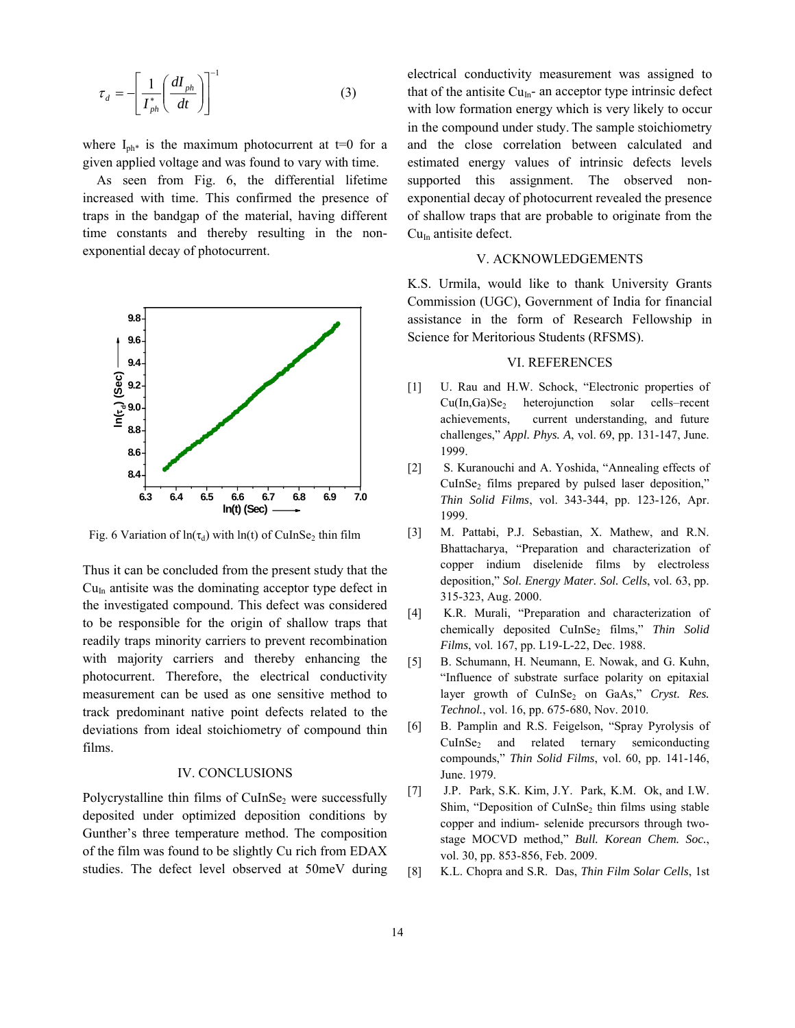$$\tau_d = -\left[\frac{1}{I_{ph}^{*}}\left(\frac{dI_{ph}}{dt}\right)\right]^{-1} \quad (3)$$

where $I_{ph*}$ is the maximum photocurrent at t=0 for a given applied voltage and was found to vary with time.

As seen from Fig. 6, the differential lifetime increased with time. This confirmed the presence of traps in the bandgap of the material, having different time constants and thereby resulting in the non-exponential decay of photocurrent.

Fig. 6 Variation of $\ln(\tau_d)$ with $\ln(t)$ of $CuInSe_2$ thin film

Thus it can be concluded from the present study that the $Cu_{In}$ antisite was the dominating acceptor type defect in the investigated compound. This defect was considered to be responsible for the origin of shallow traps that readily traps minority carriers to prevent recombination with majority carriers and thereby enhancing the photocurrent. Therefore, the electrical conductivity measurement can be used as one sensitive method to track predominant native point defects related to the deviations from ideal stoichiometry of compound thin films.

## IV. CONCLUSIONS

Polycrystalline thin films of $CuInSe_2$ were successfully deposited under optimized deposition conditions by Gunther's three temperature method. The composition of the film was found to be slightly Cu rich from EDAX studies. The defect level observed at 50meV during electrical conductivity measurement was assigned to that of the antisite $Cu_{In}$- an acceptor type intrinsic defect with low formation energy which is very likely to occur in the compound under study. The sample stoichiometry and the close correlation between calculated and estimated energy values of intrinsic defects levels supported this assignment. The observed non-exponential decay of photocurrent revealed the presence of shallow traps that are probable to originate from the $Cu_{In}$ antisite defect.

## V. ACKNOWLEDGEMENTS

K.S. Urmila, would like to thank University Grants Commission (UGC), Government of India for financial assistance in the form of Research Fellowship in Science for Meritorious Students (RFSMS).

## VI. REFERENCES

[1] U. Rau and H.W. Schock, "Electronic properties of $Cu(In,Ga)Se_2$ heterojunction solar cells–recent achievements, current understanding, and future challenges," *Appl. Phys. A*, vol. 69, pp. 131-147, June. 1999.

[2] S. Kuranouchi and A. Yoshida, "Annealing effects of $CuInSe_2$ films prepared by pulsed laser deposition," *Thin Solid Films*, vol. 343-344, pp. 123-126, Apr. 1999.

[3] M. Pattabi, P.J. Sebastian, X. Mathew, and R.N. Bhattacharya, "Preparation and characterization of copper indium diselenide films by electroless deposition," *Sol. Energy Mater. Sol. Cells*, vol. 63, pp. 315-323, Aug. 2000.

[4] K.R. Murali, "Preparation and characterization of chemically deposited $CuInSe_2$ films," *Thin Solid Films*, vol. 167, pp. L19-L-22, Dec. 1988.

[5] B. Schumann, H. Neumann, E. Nowak, and G. Kuhn, "Influence of substrate surface polarity on epitaxial layer growth of $CuInSe_2$ on GaAs," *Cryst. Res. Technol.*, vol. 16, pp. 675-680, Nov. 2010.

[6] B. Pamplin and R.S. Feigelson, "Spray Pyrolysis of $CuInSe_2$ and related ternary semiconducting compounds," *Thin Solid Films*, vol. 60, pp. 141-146, June. 1979.

[7] J.P. Park, S.K. Kim, J.Y. Park, K.M. Ok, and I.W. Shim, "Deposition of $CuInSe_2$ thin films using stable copper and indium- selenide precursors through two-stage MOCVD method," *Bull. Korean Chem. Soc.*, vol. 30, pp. 853-856, Feb. 2009.

[8] K.L. Chopra and S.R. Das, *Thin Film Solar Cells*, 1st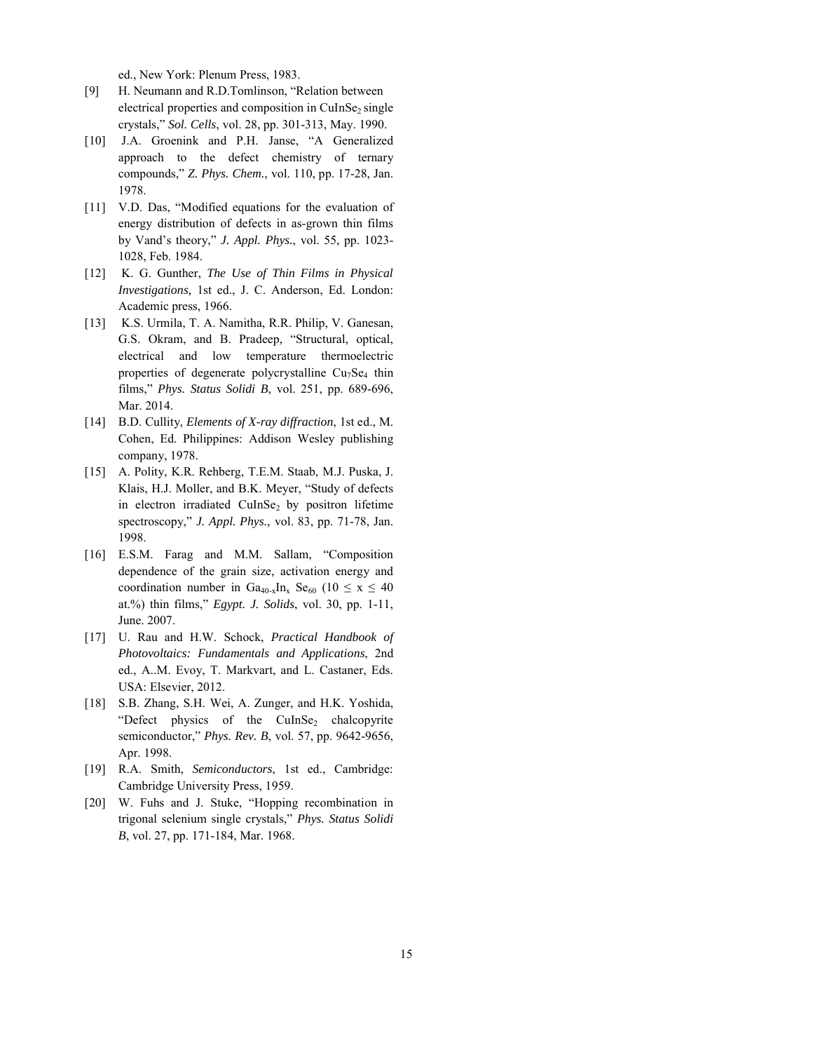ed., New York: Plenum Press, 1983.

[9] H. Neumann and R.D.Tomlinson, "Relation between electrical properties and composition in $CuInSe_2$ single crystals," *Sol. Cells*, vol. 28, pp. 301-313, May. 1990.

[10] J.A. Groenink and P.H. Janse, "A Generalized approach to the defect chemistry of ternary compounds," *Z. Phys. Chem.*, vol. 110, pp. 17-28, Jan. 1978.

[11] V.D. Das, "Modified equations for the evaluation of energy distribution of defects in as-grown thin films by Vand's theory," *J. Appl. Phys.*, vol. 55, pp. 1023-1028, Feb. 1984.

[12] K. G. Gunther, *The Use of Thin Films in Physical Investigations,* 1st ed., J. C. Anderson, Ed. London: Academic press, 1966.

[13] K.S. Urmila, T. A. Namitha, R.R. Philip, V. Ganesan, G.S. Okram, and B. Pradeep, "Structural, optical, electrical and low temperature thermoelectric properties of degenerate polycrystalline $Cu_7Se_4$ thin films," *Phys. Status Solidi B*, vol. 251, pp. 689-696, Mar. 2014.

[14] B.D. Cullity, *Elements of X-ray diffraction*, 1st ed., M. Cohen, Ed. Philippines: Addison Wesley publishing company, 1978.

[15] A. Polity, K.R. Rehberg, T.E.M. Staab, M.J. Puska, J. Klais, H.J. Moller, and B.K. Meyer, "Study of defects in electron irradiated $CuInSe_2$ by positron lifetime spectroscopy," *J. Appl. Phys.,* vol. 83, pp. 71-78, Jan. 1998.

[16] E.S.M. Farag and M.M. Sallam, "Composition dependence of the grain size, activation energy and coordination number in $Ga_{40-x}In_x Se_{60}$ ($10 \leq x \leq 40$ at.%) thin films," *Egypt. J. Solids*, vol. 30, pp. 1-11, June. 2007.

[17] U. Rau and H.W. Schock, *Practical Handbook of Photovoltaics: Fundamentals and Applications*, 2nd ed., A..M. Evoy, T. Markvart, and L. Castaner, Eds. USA: Elsevier, 2012.

[18] S.B. Zhang, S.H. Wei, A. Zunger, and H.K. Yoshida, "Defect physics of the $CuInSe_2$ chalcopyrite semiconductor," *Phys. Rev. B*, vol. 57, pp. 9642-9656, Apr. 1998.

[19] R.A. Smith, *Semiconductors*, 1st ed., Cambridge: Cambridge University Press, 1959.

[20] W. Fuhs and J. Stuke, "Hopping recombination in trigonal selenium single crystals," *Phys. Status Solidi B*, vol. 27, pp. 171-184, Mar. 1968.